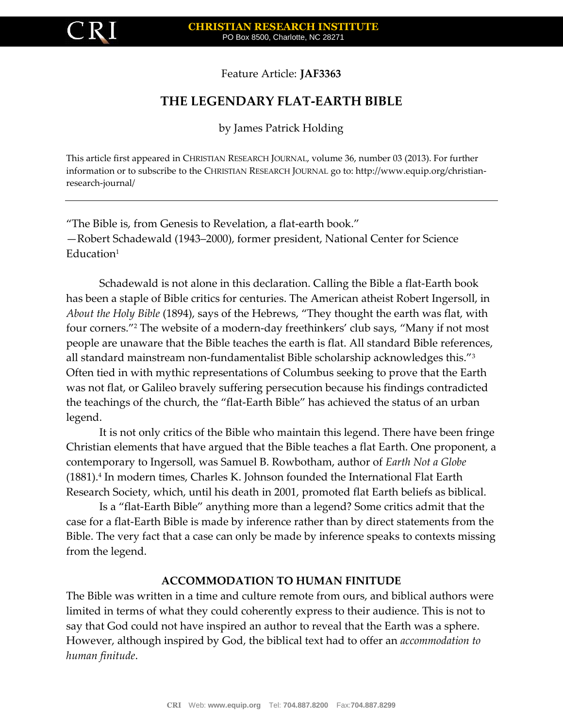Feature Article: **JAF3363**

# THE LEGENDARY FLAT-EARTH BIBLE

by James Patrick Holding

This article first appeared in CHRISTIAN RESEARCH JOURNAL, volume 36, number 03 (2013). For further information or to subscribe to the CHRISTIAN RESEARCH JOURNAL go to: http://www.equip.org/christian-research-journal/

---

"The Bible is, from Genesis to Revelation, a flat-earth book."
—Robert Schadewald (1943–2000), former president, National Center for Science Education[1]

Schadewald is not alone in this declaration. Calling the Bible a flat-Earth book has been a staple of Bible critics for centuries. The American atheist Robert Ingersoll, in *About the Holy Bible* (1894), says of the Hebrews, "They thought the earth was flat, with four corners."[2] The website of a modern-day freethinkers' club says, "Many if not most people are unaware that the Bible teaches the earth is flat. All standard Bible references, all standard mainstream non-fundamentalist Bible scholarship acknowledges this."[3] Often tied in with mythic representations of Columbus seeking to prove that the Earth was not flat, or Galileo bravely suffering persecution because his findings contradicted the teachings of the church, the "flat-Earth Bible" has achieved the status of an urban legend.

It is not only critics of the Bible who maintain this legend. There have been fringe Christian elements that have argued that the Bible teaches a flat Earth. One proponent, a contemporary to Ingersoll, was Samuel B. Rowbotham, author of *Earth Not a Globe* (1881).[4] In modern times, Charles K. Johnson founded the International Flat Earth Research Society, which, until his death in 2001, promoted flat Earth beliefs as biblical.

Is a "flat-Earth Bible" anything more than a legend? Some critics admit that the case for a flat-Earth Bible is made by inference rather than by direct statements from the Bible. The very fact that a case can only be made by inference speaks to contexts missing from the legend.

## ACCOMMODATION TO HUMAN FINITUDE

The Bible was written in a time and culture remote from ours, and biblical authors were limited in terms of what they could coherently express to their audience. This is not to say that God could not have inspired an author to reveal that the Earth was a sphere. However, although inspired by God, the biblical text had to offer an *accommodation to human finitude*.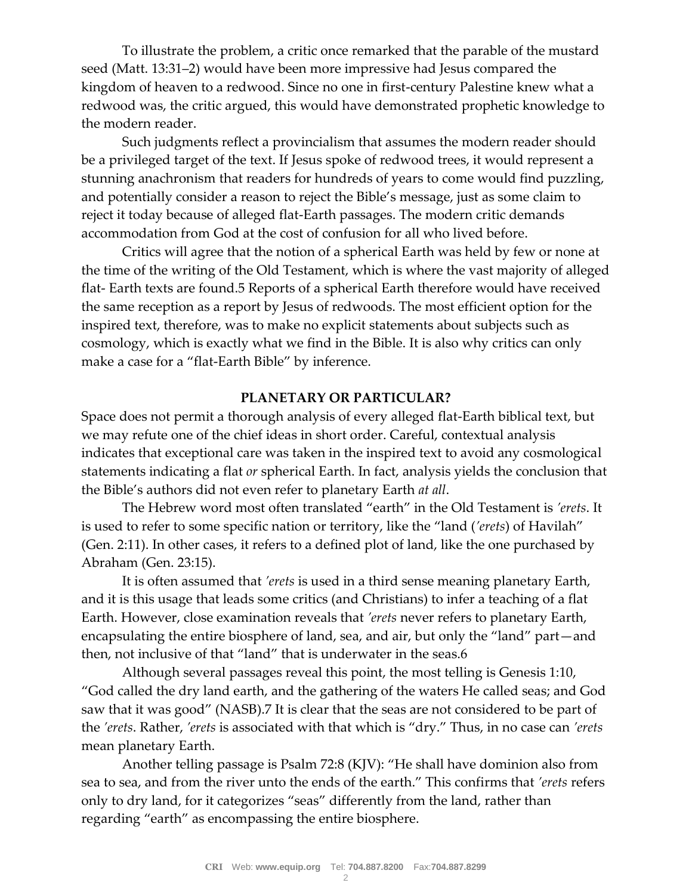To illustrate the problem, a critic once remarked that the parable of the mustard seed (Matt. 13:31–2) would have been more impressive had Jesus compared the kingdom of heaven to a redwood. Since no one in first-century Palestine knew what a redwood was, the critic argued, this would have demonstrated prophetic knowledge to the modern reader.

Such judgments reflect a provincialism that assumes the modern reader should be a privileged target of the text. If Jesus spoke of redwood trees, it would represent a stunning anachronism that readers for hundreds of years to come would find puzzling, and potentially consider a reason to reject the Bible's message, just as some claim to reject it today because of alleged flat-Earth passages. The modern critic demands accommodation from God at the cost of confusion for all who lived before.

Critics will agree that the notion of a spherical Earth was held by few or none at the time of the writing of the Old Testament, which is where the vast majority of alleged flat- Earth texts are found.5 Reports of a spherical Earth therefore would have received the same reception as a report by Jesus of redwoods. The most efficient option for the inspired text, therefore, was to make no explicit statements about subjects such as cosmology, which is exactly what we find in the Bible. It is also why critics can only make a case for a "flat-Earth Bible" by inference.

**PLANETARY OR PARTICULAR?**

Space does not permit a thorough analysis of every alleged flat-Earth biblical text, but we may refute one of the chief ideas in short order. Careful, contextual analysis indicates that exceptional care was taken in the inspired text to avoid any cosmological statements indicating a flat *or* spherical Earth. In fact, analysis yields the conclusion that the Bible's authors did not even refer to planetary Earth *at all*.

The Hebrew word most often translated "earth" in the Old Testament is *'erets*. It is used to refer to some specific nation or territory, like the "land (*'erets*) of Havilah" (Gen. 2:11). In other cases, it refers to a defined plot of land, like the one purchased by Abraham (Gen. 23:15).

It is often assumed that *'erets* is used in a third sense meaning planetary Earth, and it is this usage that leads some critics (and Christians) to infer a teaching of a flat Earth. However, close examination reveals that *'erets* never refers to planetary Earth, encapsulating the entire biosphere of land, sea, and air, but only the "land" part—and then, not inclusive of that "land" that is underwater in the seas.6

Although several passages reveal this point, the most telling is Genesis 1:10, "God called the dry land earth, and the gathering of the waters He called seas; and God saw that it was good" (NASB).7 It is clear that the seas are not considered to be part of the *'erets*. Rather, *'erets* is associated with that which is "dry." Thus, in no case can *'erets* mean planetary Earth.

Another telling passage is Psalm 72:8 (KJV): "He shall have dominion also from sea to sea, and from the river unto the ends of the earth." This confirms that *'erets* refers only to dry land, for it categorizes "seas" differently from the land, rather than regarding "earth" as encompassing the entire biosphere.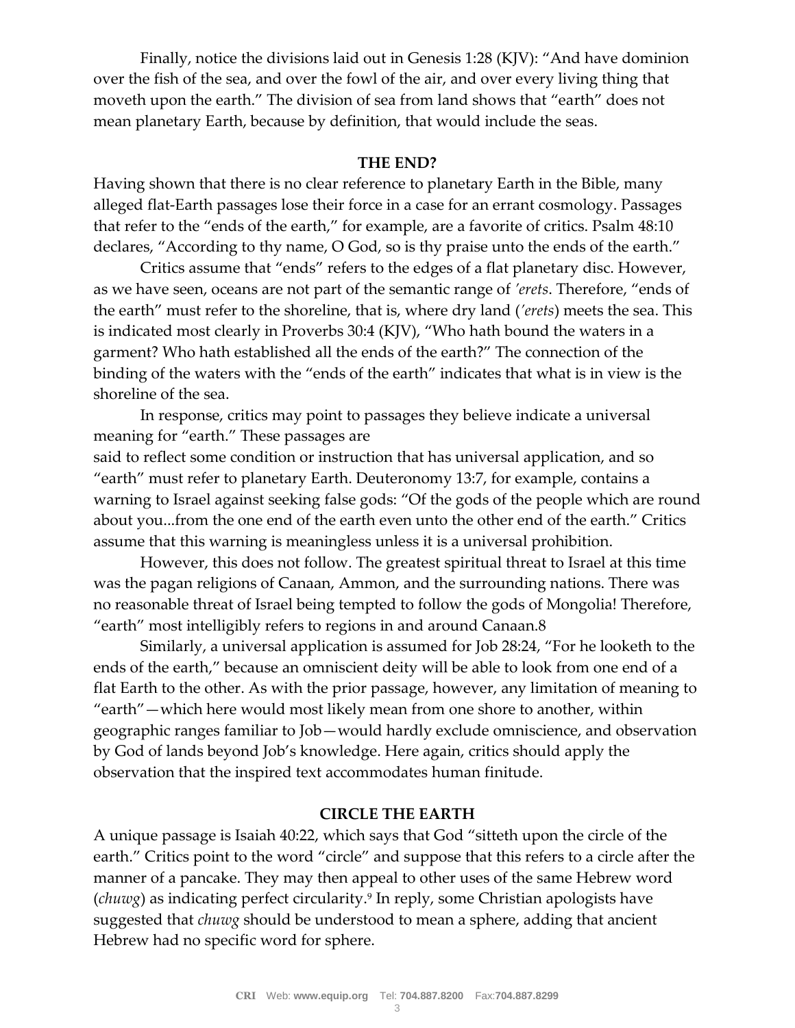Finally, notice the divisions laid out in Genesis 1:28 (KJV): "And have dominion over the fish of the sea, and over the fowl of the air, and over every living thing that moveth upon the earth." The division of sea from land shows that "earth" does not mean planetary Earth, because by definition, that would include the seas.

## THE END?

Having shown that there is no clear reference to planetary Earth in the Bible, many alleged flat-Earth passages lose their force in a case for an errant cosmology. Passages that refer to the "ends of the earth," for example, are a favorite of critics. Psalm 48:10 declares, "According to thy name, O God, so is thy praise unto the ends of the earth."

Critics assume that "ends" refers to the edges of a flat planetary disc. However, as we have seen, oceans are not part of the semantic range of *'erets*. Therefore, "ends of the earth" must refer to the shoreline, that is, where dry land (*'erets*) meets the sea. This is indicated most clearly in Proverbs 30:4 (KJV), "Who hath bound the waters in a garment? Who hath established all the ends of the earth?" The connection of the binding of the waters with the "ends of the earth" indicates that what is in view is the shoreline of the sea.

In response, critics may point to passages they believe indicate a universal meaning for "earth." These passages are said to reflect some condition or instruction that has universal application, and so "earth" must refer to planetary Earth. Deuteronomy 13:7, for example, contains a warning to Israel against seeking false gods: "Of the gods of the people which are round about you...from the one end of the earth even unto the other end of the earth." Critics assume that this warning is meaningless unless it is a universal prohibition.

However, this does not follow. The greatest spiritual threat to Israel at this time was the pagan religions of Canaan, Ammon, and the surrounding nations. There was no reasonable threat of Israel being tempted to follow the gods of Mongolia! Therefore, "earth" most intelligibly refers to regions in and around Canaan.8

Similarly, a universal application is assumed for Job 28:24, "For he looketh to the ends of the earth," because an omniscient deity will be able to look from one end of a flat Earth to the other. As with the prior passage, however, any limitation of meaning to "earth"—which here would most likely mean from one shore to another, within geographic ranges familiar to Job—would hardly exclude omniscience, and observation by God of lands beyond Job's knowledge. Here again, critics should apply the observation that the inspired text accommodates human finitude.

## CIRCLE THE EARTH

A unique passage is Isaiah 40:22, which says that God "sitteth upon the circle of the earth." Critics point to the word "circle" and suppose that this refers to a circle after the manner of a pancake. They may then appeal to other uses of the same Hebrew word (*chuwg*) as indicating perfect circularity.[9] In reply, some Christian apologists have suggested that *chuwg* should be understood to mean a sphere, adding that ancient Hebrew had no specific word for sphere.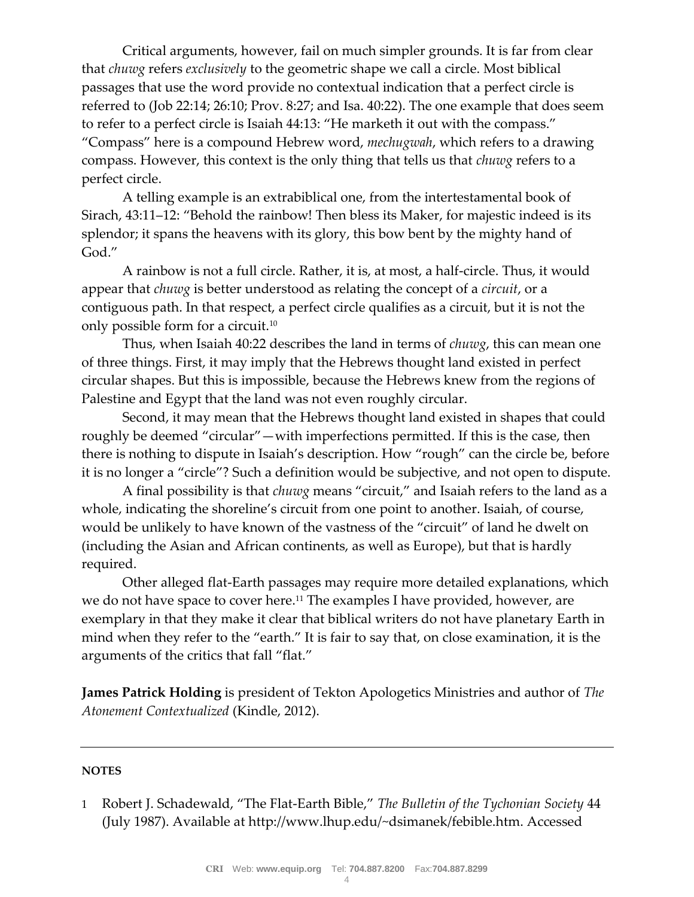Critical arguments, however, fail on much simpler grounds. It is far from clear that *chuwg* refers *exclusively* to the geometric shape we call a circle. Most biblical passages that use the word provide no contextual indication that a perfect circle is referred to (Job 22:14; 26:10; Prov. 8:27; and Isa. 40:22). The one example that does seem to refer to a perfect circle is Isaiah 44:13: "He marketh it out with the compass." "Compass" here is a compound Hebrew word, *mechugwah*, which refers to a drawing compass. However, this context is the only thing that tells us that *chuwg* refers to a perfect circle.

A telling example is an extrabiblical one, from the intertestamental book of Sirach, 43:11–12: "Behold the rainbow! Then bless its Maker, for majestic indeed is its splendor; it spans the heavens with its glory, this bow bent by the mighty hand of God."

A rainbow is not a full circle. Rather, it is, at most, a half-circle. Thus, it would appear that *chuwg* is better understood as relating the concept of a *circuit*, or a contiguous path. In that respect, a perfect circle qualifies as a circuit, but it is not the only possible form for a circuit.[10]

Thus, when Isaiah 40:22 describes the land in terms of *chuwg*, this can mean one of three things. First, it may imply that the Hebrews thought land existed in perfect circular shapes. But this is impossible, because the Hebrews knew from the regions of Palestine and Egypt that the land was not even roughly circular.

Second, it may mean that the Hebrews thought land existed in shapes that could roughly be deemed "circular"—with imperfections permitted. If this is the case, then there is nothing to dispute in Isaiah's description. How "rough" can the circle be, before it is no longer a "circle"? Such a definition would be subjective, and not open to dispute.

A final possibility is that *chuwg* means "circuit," and Isaiah refers to the land as a whole, indicating the shoreline's circuit from one point to another. Isaiah, of course, would be unlikely to have known of the vastness of the "circuit" of land he dwelt on (including the Asian and African continents, as well as Europe), but that is hardly required.

Other alleged flat-Earth passages may require more detailed explanations, which we do not have space to cover here.[11] The examples I have provided, however, are exemplary in that they make it clear that biblical writers do not have planetary Earth in mind when they refer to the "earth." It is fair to say that, on close examination, it is the arguments of the critics that fall "flat."

**James Patrick Holding** is president of Tekton Apologetics Ministries and author of *The Atonement Contextualized* (Kindle, 2012).

---

**NOTES**

1 Robert J. Schadewald, "The Flat-Earth Bible," *The Bulletin of the Tychonian Society* 44 (July 1987). Available at http://www.lhup.edu/~dsimanek/febible.htm. Accessed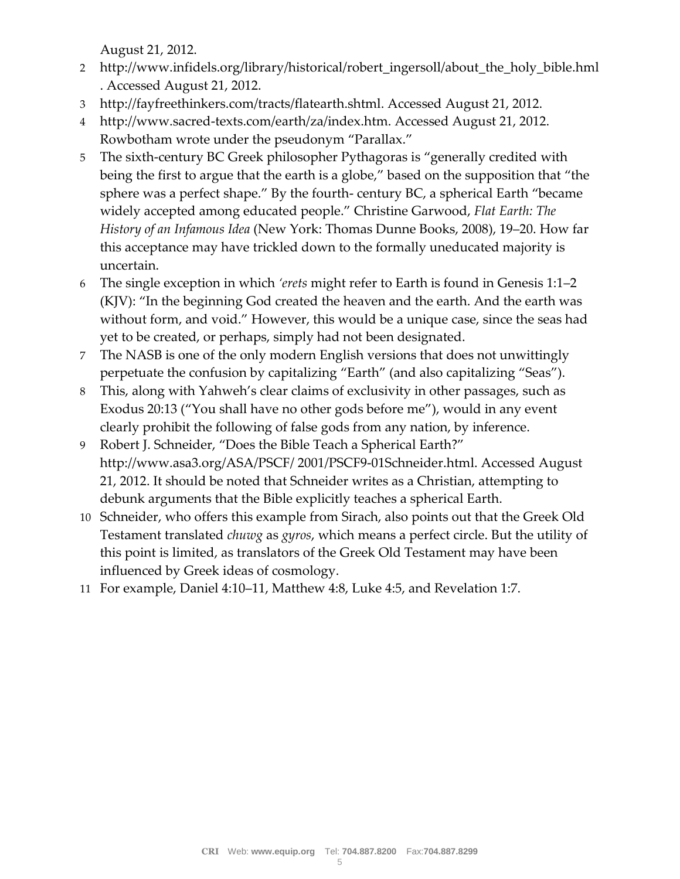August 21, 2012.

2 http://www.infidels.org/library/historical/robert_ingersoll/about_the_holy_bible.hml . Accessed August 21, 2012.

3 http://fayfreethinkers.com/tracts/flatearth.shtml. Accessed August 21, 2012.

4 http://www.sacred-texts.com/earth/za/index.htm. Accessed August 21, 2012. Rowbotham wrote under the pseudonym "Parallax."

5 The sixth-century BC Greek philosopher Pythagoras is "generally credited with being the first to argue that the earth is a globe," based on the supposition that "the sphere was a perfect shape." By the fourth- century BC, a spherical Earth "became widely accepted among educated people." Christine Garwood, *Flat Earth: The History of an Infamous Idea* (New York: Thomas Dunne Books, 2008), 19–20. How far this acceptance may have trickled down to the formally uneducated majority is uncertain.

6 The single exception in which *'erets* might refer to Earth is found in Genesis 1:1–2 (KJV): "In the beginning God created the heaven and the earth. And the earth was without form, and void." However, this would be a unique case, since the seas had yet to be created, or perhaps, simply had not been designated.

7 The NASB is one of the only modern English versions that does not unwittingly perpetuate the confusion by capitalizing "Earth" (and also capitalizing "Seas").

8 This, along with Yahweh's clear claims of exclusivity in other passages, such as Exodus 20:13 ("You shall have no other gods before me"), would in any event clearly prohibit the following of false gods from any nation, by inference.

9 Robert J. Schneider, "Does the Bible Teach a Spherical Earth?" http://www.asa3.org/ASA/PSCF/ 2001/PSCF9-01Schneider.html. Accessed August 21, 2012. It should be noted that Schneider writes as a Christian, attempting to debunk arguments that the Bible explicitly teaches a spherical Earth.

10 Schneider, who offers this example from Sirach, also points out that the Greek Old Testament translated *chuwg* as *gyros*, which means a perfect circle. But the utility of this point is limited, as translators of the Greek Old Testament may have been influenced by Greek ideas of cosmology.

11 For example, Daniel 4:10–11, Matthew 4:8, Luke 4:5, and Revelation 1:7.